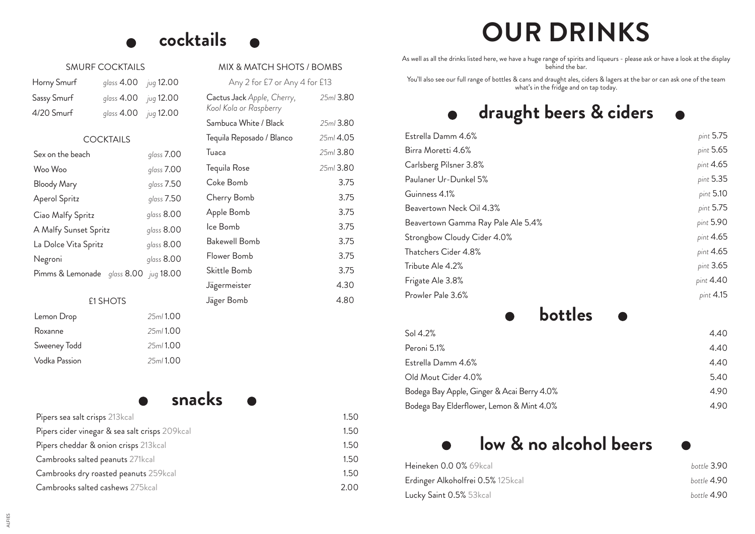# OUR DRINKS

As well as all the drinks listed here, we have a huge range of spirits and liqueurs - please ask or have a look at the display behind the bar.

You'll also see our full range of bottles & cans and draught ales, ciders & lagers at the bar or can ask one of the team what's in the fridge and on tap today.

## cocktails

### SMURF COCKTAILS

| Drink | Glass | Jug |
|---|---|---|
| Horny Smurf | *glass* 4.00 | *jug* 12.00 |
| Sassy Smurf | *glass* 4.00 | *jug* 12.00 |
| 4/20 Smurf | *glass* 4.00 | *jug* 12.00 |

### COCKTAILS

| Drink | Price |
|---|---|
| Sex on the beach | *glass* 7.00 |
| Woo Woo | *glass* 7.00 |
| Bloody Mary | *glass* 7.50 |
| Aperol Spritz | *glass* 7.50 |
| Ciao Malfy Spritz | *glass* 8.00 |
| A Malfy Sunset Spritz | *glass* 8.00 |
| La Dolce Vita Spritz | *glass* 8.00 |
| Negroni | *glass* 8.00 |
| Pimms & Lemonade | *glass* 8.00 *jug* 18.00 |

### £1 SHOTS

| Drink | Price |
|---|---|
| Lemon Drop | *25ml* 1.00 |
| Roxanne | *25ml* 1.00 |
| Sweeney Todd | *25ml* 1.00 |
| Vodka Passion | *25ml* 1.00 |

### MIX & MATCH SHOTS / BOMBS

Any 2 for £7 or Any 4 for £13

| Drink | Price |
|---|---|
| Cactus Jack *Apple, Cherry, Kool Kola or Raspberry* | *25ml* 3.80 |
| Sambuca White / Black | *25ml* 3.80 |
| Tequila Reposado / Blanco | *25ml* 4.05 |
| Tuaca | *25ml* 3.80 |
| Tequila Rose | *25ml* 3.80 |
| Coke Bomb | 3.75 |
| Cherry Bomb | 3.75 |
| Apple Bomb | 3.75 |
| Ice Bomb | 3.75 |
| Bakewell Bomb | 3.75 |
| Flower Bomb | 3.75 |
| Skittle Bomb | 3.75 |
| Jägermeister | 4.30 |
| Jäger Bomb | 4.80 |

## snacks

| Snack | Price |
|---|---|
| Pipers sea salt crisps 213kcal | 1.50 |
| Pipers cider vinegar & sea salt crisps 209kcal | 1.50 |
| Pipers cheddar & onion crisps 213kcal | 1.50 |
| Cambrooks salted peanuts 271kcal | 1.50 |
| Cambrooks dry roasted peanuts 259kcal | 1.50 |
| Cambrooks salted cashews 275kcal | 2.00 |

## draught beers & ciders

| Drink | Price |
|---|---|
| Estrella Damm 4.6% | *pint* 5.75 |
| Birra Moretti 4.6% | *pint* 5.65 |
| Carlsberg Pilsner 3.8% | *pint* 4.65 |
| Paulaner Ur-Dunkel 5% | *pint* 5.35 |
| Guinness 4.1% | *pint* 5.10 |
| Beavertown Neck Oil 4.3% | *pint* 5.75 |
| Beavertown Gamma Ray Pale Ale 5.4% | *pint* 5.90 |
| Strongbow Cloudy Cider 4.0% | *pint* 4.65 |
| Thatchers Cider 4.8% | *pint* 4.65 |
| Tribute Ale 4.2% | *pint* 3.65 |
| Frigate Ale 3.8% | *pint* 4.40 |
| Prowler Pale 3.6% | *pint* 4.15 |

## bottles

| Drink | Price |
|---|---|
| Sol 4.2% | 4.40 |
| Peroni 5.1% | 4.40 |
| Estrella Damm 4.6% | 4.40 |
| Old Mout Cider 4.0% | 5.40 |
| Bodega Bay Apple, Ginger & Acai Berry 4.0% | 4.90 |
| Bodega Bay Elderflower, Lemon & Mint 4.0% | 4.90 |

## low & no alcohol beers

| Drink | Price |
|---|---|
| Heineken 0.0 0% 69kcal | *bottle* 3.90 |
| Erdinger Alkoholfrei 0.5% 125kcal | *bottle* 4.90 |
| Lucky Saint 0.5% 53kcal | *bottle* 4.90 |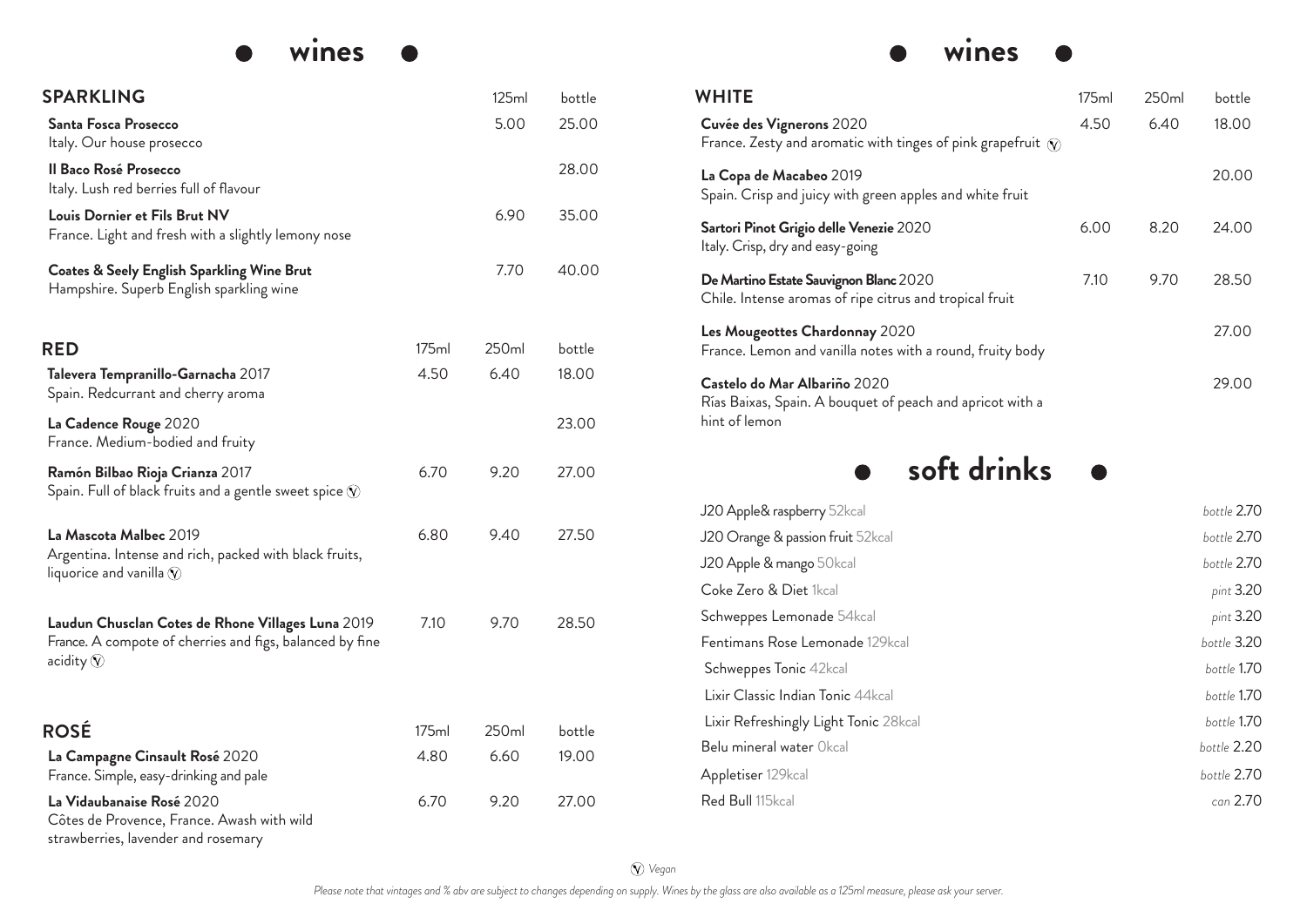# wines

## SPARKLING

| SPARKLING | 125ml | bottle |
|---|---|---|
| **Santa Fosca Prosecco**<br>Italy. Our house prosecco | 5.00 | 25.00 |
| **Il Baco Rosé Prosecco**<br>Italy. Lush red berries full of flavour | | 28.00 |
| **Louis Dornier et Fils Brut NV**<br>France. Light and fresh with a slightly lemony nose | 6.90 | 35.00 |
| **Coates & Seely English Sparkling Wine Brut**<br>Hampshire. Superb English sparkling wine | 7.70 | 40.00 |

## RED

| RED | 175ml | 250ml | bottle |
|---|---|---|---|
| **Talevera Tempranillo-Garnacha** 2017<br>Spain. Redcurrant and cherry aroma | 4.50 | 6.40 | 18.00 |
| **La Cadence Rouge** 2020<br>France. Medium-bodied and fruity | | | 23.00 |
| **Ramón Bilbao Rioja Crianza** 2017<br>Spain. Full of black fruits and a gentle sweet spice (V) | 6.70 | 9.20 | 27.00 |
| **La Mascota Malbec** 2019<br>Argentina. Intense and rich, packed with black fruits, liquorice and vanilla (V) | 6.80 | 9.40 | 27.50 |
| **Laudun Chusclan Cotes de Rhone Villages Luna** 2019<br>France. A compote of cherries and figs, balanced by fine acidity (V) | 7.10 | 9.70 | 28.50 |

## ROSÉ

| ROSÉ | 175ml | 250ml | bottle |
|---|---|---|---|
| **La Campagne Cinsault Rosé** 2020<br>France. Simple, easy-drinking and pale | 4.80 | 6.60 | 19.00 |
| **La Vidaubanaise Rosé** 2020<br>Côtes de Provence, France. Awash with wild strawberries, lavender and rosemary | 6.70 | 9.20 | 27.00 |

# wines

## WHITE

| WHITE | 175ml | 250ml | bottle |
|---|---|---|---|
| **Cuvée des Vignerons** 2020<br>France. Zesty and aromatic with tinges of pink grapefruit (V) | 4.50 | 6.40 | 18.00 |
| **La Copa de Macabeo** 2019<br>Spain. Crisp and juicy with green apples and white fruit | | | 20.00 |
| **Sartori Pinot Grigio delle Venezie** 2020<br>Italy. Crisp, dry and easy-going | 6.00 | 8.20 | 24.00 |
| **De Martino Estate Sauvignon Blanc** 2020<br>Chile. Intense aromas of ripe citrus and tropical fruit | 7.10 | 9.70 | 28.50 |
| **Les Mougeottes Chardonnay** 2020<br>France. Lemon and vanilla notes with a round, fruity body | | | 27.00 |
| **Castelo do Mar Albariño** 2020<br>Rías Baixas, Spain. A bouquet of peach and apricot with a hint of lemon | | | 29.00 |

# soft drinks

| | |
|---|---|
| J20 Apple& raspberry 52kcal | *bottle* 2.70 |
| J20 Orange & passion fruit 52kcal | *bottle* 2.70 |
| J20 Apple & mango 50kcal | *bottle* 2.70 |
| Coke Zero & Diet 1kcal | *pint* 3.20 |
| Schweppes Lemonade 54kcal | *pint* 3.20 |
| Fentimans Rose Lemonade 129kcal | *bottle* 3.20 |
| Schweppes Tonic 42kcal | *bottle* 1.70 |
| Lixir Classic Indian Tonic 44kcal | *bottle* 1.70 |
| Lixir Refreshingly Light Tonic 28kcal | *bottle* 1.70 |
| Belu mineral water 0kcal | *bottle* 2.20 |
| Appletiser 129kcal | *bottle* 2.70 |
| Red Bull 115kcal | *can* 2.70 |

(V) *Vegan*

*Please note that vintages and % abv are subject to changes depending on supply. Wines by the glass are also available as a 125ml measure, please ask your server.*